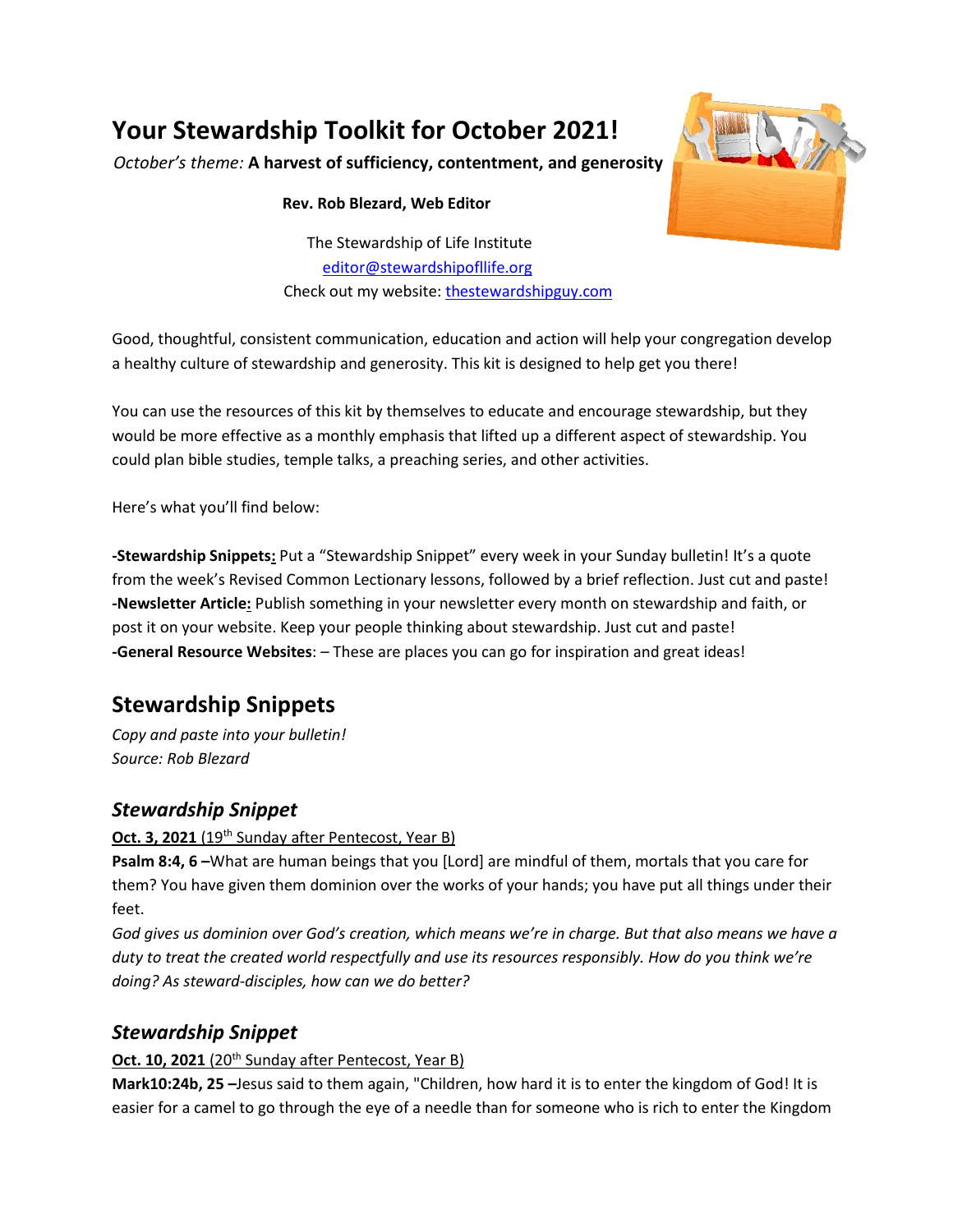# Your Stewardship Toolkit for October 2021!

*October's theme:* **A harvest of sufficiency, contentment, and generosity**

**Rev. Rob Blezard, Web Editor**

The Stewardship of Life Institute
editor@stewardshipofllife.org
Check out my website: thestewardshipguy.com

Good, thoughtful, consistent communication, education and action will help your congregation develop a healthy culture of stewardship and generosity. This kit is designed to help get you there!

You can use the resources of this kit by themselves to educate and encourage stewardship, but they would be more effective as a monthly emphasis that lifted up a different aspect of stewardship. You could plan bible studies, temple talks, a preaching series, and other activities.

Here's what you'll find below:

**-Stewardship Snippets:** Put a "Stewardship Snippet" every week in your Sunday bulletin! It's a quote from the week's Revised Common Lectionary lessons, followed by a brief reflection. Just cut and paste!
**-Newsletter Article:** Publish something in your newsletter every month on stewardship and faith, or post it on your website. Keep your people thinking about stewardship. Just cut and paste!
**-General Resource Websites**: – These are places you can go for inspiration and great ideas!

## Stewardship Snippets

*Copy and paste into your bulletin!*
*Source: Rob Blezard*

### *Stewardship Snippet*

**Oct. 3, 2021** (19th Sunday after Pentecost, Year B)
**Psalm 8:4, 6 –**What are human beings that you [Lord] are mindful of them, mortals that you care for them? You have given them dominion over the works of your hands; you have put all things under their feet.
*God gives us dominion over God's creation, which means we're in charge. But that also means we have a duty to treat the created world respectfully and use its resources responsibly. How do you think we're doing? As steward-disciples, how can we do better?*

### *Stewardship Snippet*

**Oct. 10, 2021** (20th Sunday after Pentecost, Year B)
**Mark10:24b, 25 –**Jesus said to them again, "Children, how hard it is to enter the kingdom of God! It is easier for a camel to go through the eye of a needle than for someone who is rich to enter the Kingdom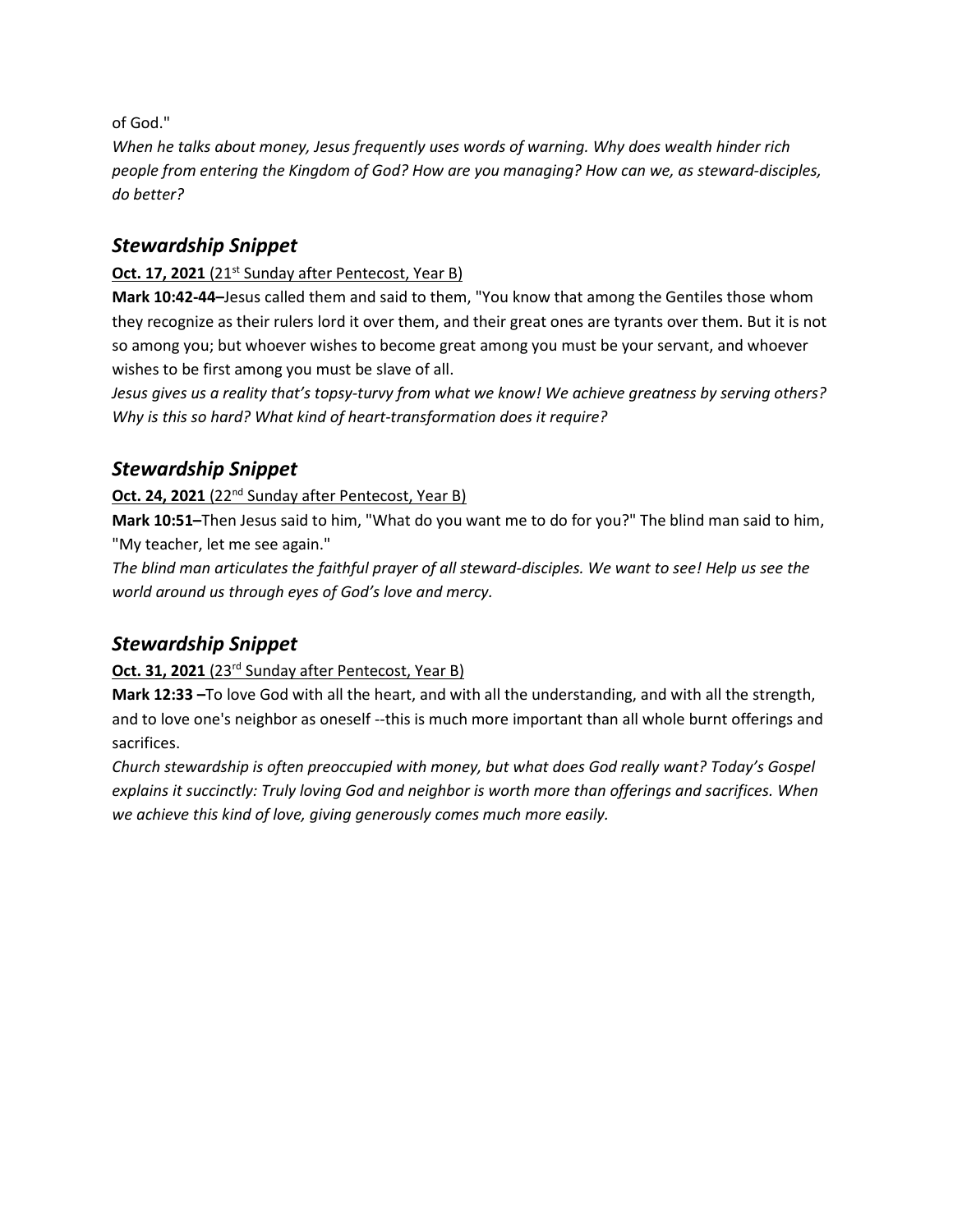of God."

*When he talks about money, Jesus frequently uses words of warning. Why does wealth hinder rich people from entering the Kingdom of God? How are you managing? How can we, as steward-disciples, do better?*

## *Stewardship Snippet*

**Oct. 17, 2021** (21st Sunday after Pentecost, Year B)

**Mark 10:42-44–**Jesus called them and said to them, "You know that among the Gentiles those whom they recognize as their rulers lord it over them, and their great ones are tyrants over them. But it is not so among you; but whoever wishes to become great among you must be your servant, and whoever wishes to be first among you must be slave of all.

*Jesus gives us a reality that's topsy-turvy from what we know! We achieve greatness by serving others? Why is this so hard? What kind of heart-transformation does it require?*

## *Stewardship Snippet*

**Oct. 24, 2021** (22nd Sunday after Pentecost, Year B)

**Mark 10:51–**Then Jesus said to him, "What do you want me to do for you?" The blind man said to him, "My teacher, let me see again."

*The blind man articulates the faithful prayer of all steward-disciples. We want to see! Help us see the world around us through eyes of God's love and mercy.*

## *Stewardship Snippet*

**Oct. 31, 2021** (23rd Sunday after Pentecost, Year B)

**Mark 12:33 –**To love God with all the heart, and with all the understanding, and with all the strength, and to love one's neighbor as oneself --this is much more important than all whole burnt offerings and sacrifices.

*Church stewardship is often preoccupied with money, but what does God really want? Today's Gospel explains it succinctly: Truly loving God and neighbor is worth more than offerings and sacrifices. When we achieve this kind of love, giving generously comes much more easily.*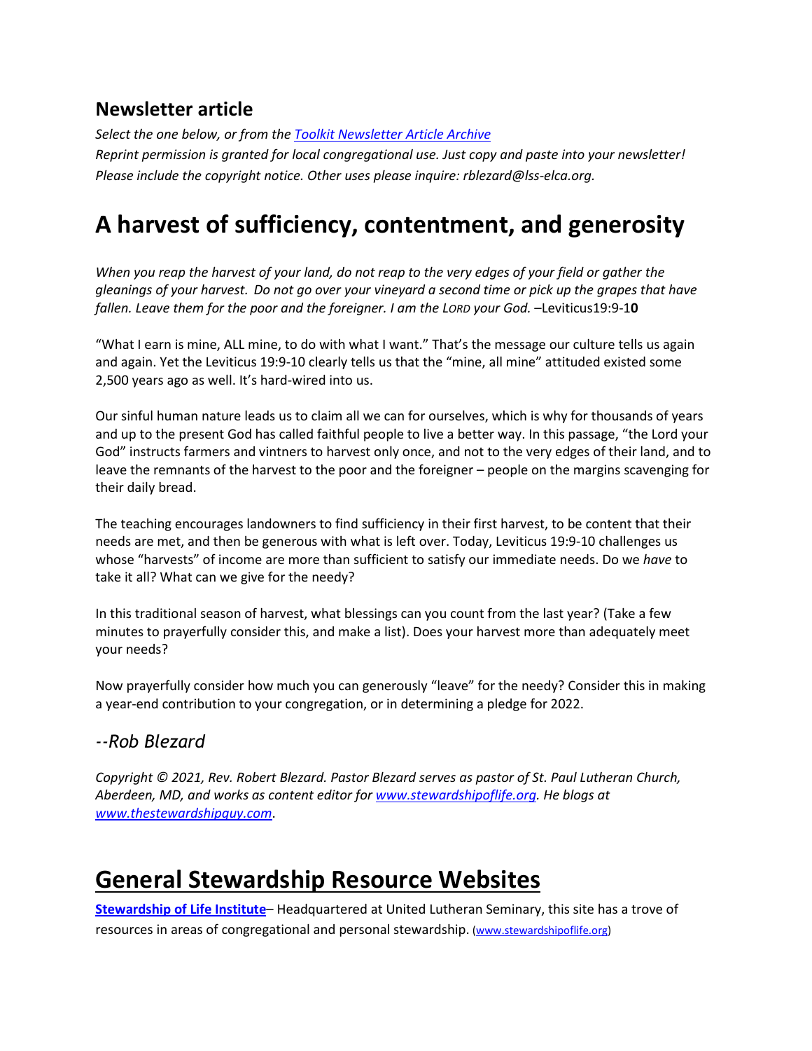## Newsletter article

*Select the one below, or from the [Toolkit Newsletter Article Archive](#)*
*Reprint permission is granted for local congregational use. Just copy and paste into your newsletter! Please include the copyright notice. Other uses please inquire: rblezard@lss-elca.org.*

# A harvest of sufficiency, contentment, and generosity

*When you reap the harvest of your land, do not reap to the very edges of your field or gather the gleanings of your harvest. Do not go over your vineyard a second time or pick up the grapes that have fallen. Leave them for the poor and the foreigner. I am the LORD your God.* –Leviticus19:9-1**0**

"What I earn is mine, ALL mine, to do with what I want." That's the message our culture tells us again and again. Yet the Leviticus 19:9-10 clearly tells us that the "mine, all mine" attituded existed some 2,500 years ago as well. It's hard-wired into us.

Our sinful human nature leads us to claim all we can for ourselves, which is why for thousands of years and up to the present God has called faithful people to live a better way. In this passage, "the Lord your God" instructs farmers and vintners to harvest only once, and not to the very edges of their land, and to leave the remnants of the harvest to the poor and the foreigner – people on the margins scavenging for their daily bread.

The teaching encourages landowners to find sufficiency in their first harvest, to be content that their needs are met, and then be generous with what is left over. Today, Leviticus 19:9-10 challenges us whose "harvests" of income are more than sufficient to satisfy our immediate needs. Do we *have* to take it all? What can we give for the needy?

In this traditional season of harvest, what blessings can you count from the last year? (Take a few minutes to prayerfully consider this, and make a list). Does your harvest more than adequately meet your needs?

Now prayerfully consider how much you can generously "leave" for the needy? Consider this in making a year-end contribution to your congregation, or in determining a pledge for 2022.

## *--Rob Blezard*

*Copyright © 2021, Rev. Robert Blezard. Pastor Blezard serves as pastor of St. Paul Lutheran Church, Aberdeen, MD, and works as content editor for [www.stewardshipoflife.org](www.stewardshipoflife.org). He blogs at [www.thestewardshipguy.com](www.thestewardshipguy.com).*

# General Stewardship Resource Websites

**[Stewardship of Life Institute](www.stewardshipoflife.org)**– Headquartered at United Lutheran Seminary, this site has a trove of resources in areas of congregational and personal stewardship. ([www.stewardshipoflife.org](www.stewardshipoflife.org))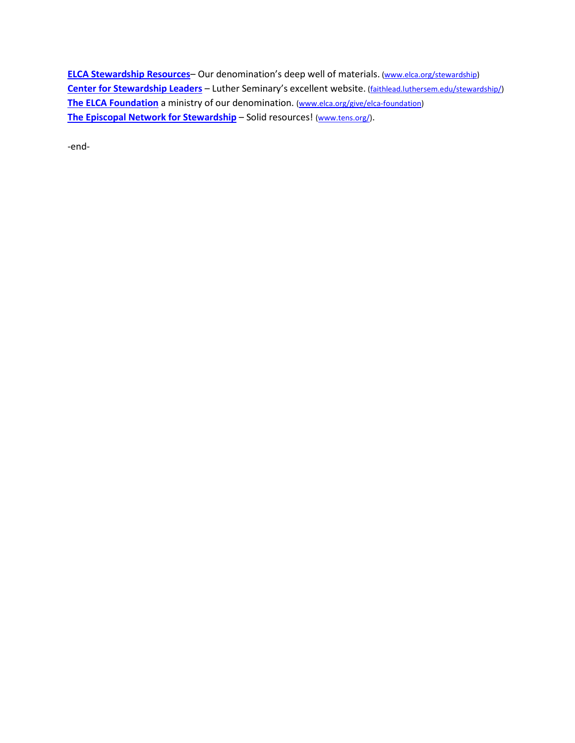**ELCA Stewardship Resources**– Our denomination's deep well of materials. (www.elca.org/stewardship)
**Center for Stewardship Leaders** – Luther Seminary's excellent website. (faithlead.luthersem.edu/stewardship/)
**The ELCA Foundation** a ministry of our denomination. (www.elca.org/give/elca-foundation)
**The Episcopal Network for Stewardship** – Solid resources! (www.tens.org/).

-end-